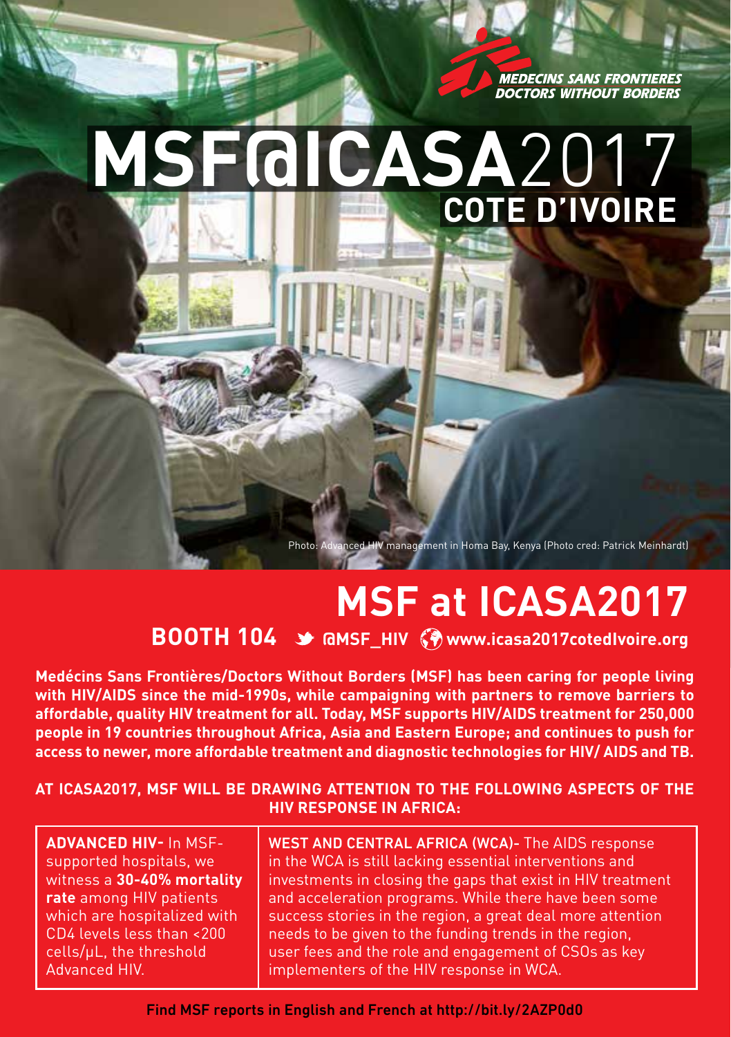MEDECINS SANS FRONTIERES
DOCTORS WITHOUT BORDERS

# MSF@ICASA2017 COTE D'IVOIRE

Photo: Advanced HIV management in Homa Bay, Kenya (Photo cred: Patrick Meinhardt)

# MSF at ICASA2017

**BOOTH 104** @MSF_HIV www.icasa2017cotedIvoire.org

**Medécins Sans Frontières/Doctors Without Borders (MSF) has been caring for people living with HIV/AIDS since the mid-1990s, while campaigning with partners to remove barriers to affordable, quality HIV treatment for all. Today, MSF supports HIV/AIDS treatment for 250,000 people in 19 countries throughout Africa, Asia and Eastern Europe; and continues to push for access to newer, more affordable treatment and diagnostic technologies for HIV/ AIDS and TB.**

**AT ICASA2017, MSF WILL BE DRAWING ATTENTION TO THE FOLLOWING ASPECTS OF THE HIV RESPONSE IN AFRICA:**

**ADVANCED HIV-** In MSF-supported hospitals, we witness a **30-40% mortality rate** among HIV patients which are hospitalized with CD4 levels less than <200 cells/µL, the threshold Advanced HIV.

**WEST AND CENTRAL AFRICA (WCA)-** The AIDS response in the WCA is still lacking essential interventions and investments in closing the gaps that exist in HIV treatment and acceleration programs. While there have been some success stories in the region, a great deal more attention needs to be given to the funding trends in the region, user fees and the role and engagement of CSOs as key implementers of the HIV response in WCA.

Find MSF reports in English and French at http://bit.ly/2AZP0d0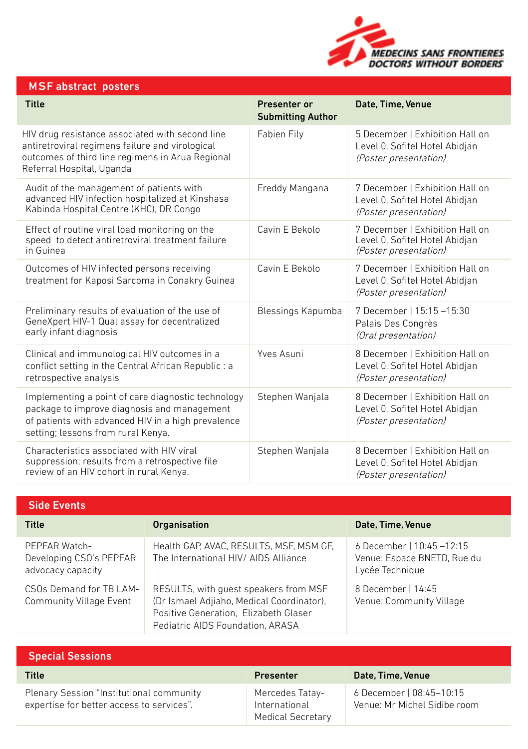MEDECINS SANS FRONTIERES
DOCTORS WITHOUT BORDERS

## MSF abstract posters

| Title | Presenter or Submitting Author | Date, Time, Venue |
|---|---|---|
| HIV drug resistance associated with second line antiretroviral regimens failure and virological outcomes of third line regimens in Arua Regional Referral Hospital, Uganda | Fabien Fily | 5 December \| Exhibition Hall on Level 0, Sofitel Hotel Abidjan *(Poster presentation)* |
| Audit of the management of patients with advanced HIV infection hospitalized at Kinshasa Kabinda Hospital Centre (KHC), DR Congo | Freddy Mangana | 7 December \| Exhibition Hall on Level 0, Sofitel Hotel Abidjan *(Poster presentation)* |
| Effect of routine viral load monitoring on the speed to detect antiretroviral treatment failure in Guinea | Cavin E Bekolo | 7 December \| Exhibition Hall on Level 0, Sofitel Hotel Abidjan *(Poster presentation)* |
| Outcomes of HIV infected persons receiving treatment for Kaposi Sarcoma in Conakry Guinea | Cavin E Bekolo | 7 December \| Exhibition Hall on Level 0, Sofitel Hotel Abidjan *(Poster presentation)* |
| Preliminary results of evaluation of the use of GeneXpert HIV-1 Qual assay for decentralized early infant diagnosis | Blessings Kapumba | 7 December \| 15:15 –15:30 Palais Des Congrès *(Oral presentation)* |
| Clinical and immunological HIV outcomes in a conflict setting in the Central African Republic : a retrospective analysis | Yves Asuni | 8 December \| Exhibition Hall on Level 0, Sofitel Hotel Abidjan *(Poster presentation)* |
| Implementing a point of care diagnostic technology package to improve diagnosis and management of patients with advanced HIV in a high prevalence setting; lessons from rural Kenya. | Stephen Wanjala | 8 December \| Exhibition Hall on Level 0, Sofitel Hotel Abidjan *(Poster presentation)* |
| Characteristics associated with HIV viral suppression; results from a retrospective file review of an HIV cohort in rural Kenya. | Stephen Wanjala | 8 December \| Exhibition Hall on Level 0, Sofitel Hotel Abidjan *(Poster presentation)* |

## Side Events

| Title | Organisation | Date, Time, Venue |
|---|---|---|
| PEPFAR Watch- Developing CSO's PEPFAR advocacy capacity | Health GAP, AVAC, RESULTS, MSF, MSM GF, The International HIV/ AIDS Alliance | 6 December \| 10:45 –12:15 Venue: Espace BNETD, Rue du Lycée Technique |
| CSOs Demand for TB LAM- Community Village Event | RESULTS, with guest speakers from MSF (Dr Ismael Adjiaho, Medical Coordinator), Positive Generation, Elizabeth Glaser Pediatric AIDS Foundation, ARASA | 8 December \| 14:45 Venue: Community Village |

## Special Sessions

| Title | Presenter | Date, Time, Venue |
|---|---|---|
| Plenary Session "Institutional community expertise for better access to services". | Mercedes Tatay- International Medical Secretary | 6 December \| 08:45–10:15 Venue: Mr Michel Sidibe room |